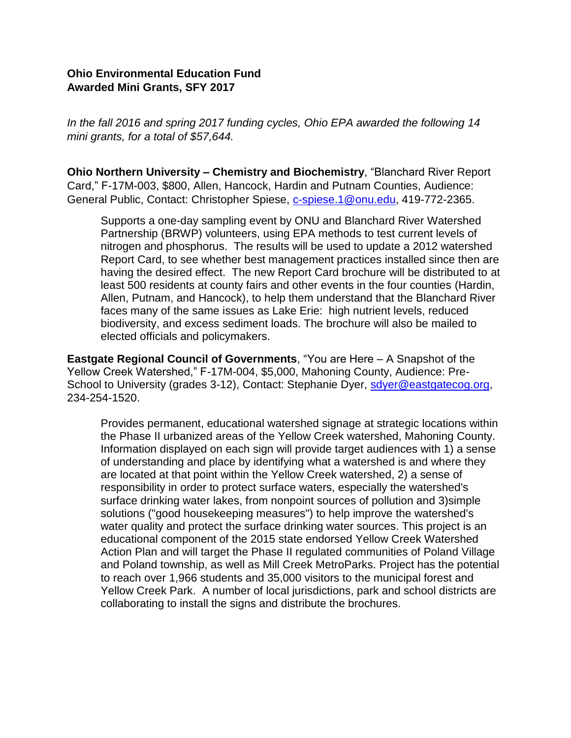**Ohio Environmental Education Fund**
**Awarded Mini Grants, SFY 2017**

*In the fall 2016 and spring 2017 funding cycles, Ohio EPA awarded the following 14 mini grants, for a total of $57,644.*

**Ohio Northern University – Chemistry and Biochemistry**, "Blanchard River Report Card," F-17M-003, $800, Allen, Hancock, Hardin and Putnam Counties, Audience: General Public, Contact: Christopher Spiese, c-spiese.1@onu.edu, 419-772-2365.

> Supports a one-day sampling event by ONU and Blanchard River Watershed Partnership (BRWP) volunteers, using EPA methods to test current levels of nitrogen and phosphorus. The results will be used to update a 2012 watershed Report Card, to see whether best management practices installed since then are having the desired effect. The new Report Card brochure will be distributed to at least 500 residents at county fairs and other events in the four counties (Hardin, Allen, Putnam, and Hancock), to help them understand that the Blanchard River faces many of the same issues as Lake Erie: high nutrient levels, reduced biodiversity, and excess sediment loads. The brochure will also be mailed to elected officials and policymakers.

**Eastgate Regional Council of Governments**, "You are Here – A Snapshot of the Yellow Creek Watershed," F-17M-004, $5,000, Mahoning County, Audience: Pre-School to University (grades 3-12), Contact: Stephanie Dyer, sdyer@eastgatecog.org, 234-254-1520.

> Provides permanent, educational watershed signage at strategic locations within the Phase II urbanized areas of the Yellow Creek watershed, Mahoning County. Information displayed on each sign will provide target audiences with 1) a sense of understanding and place by identifying what a watershed is and where they are located at that point within the Yellow Creek watershed, 2) a sense of responsibility in order to protect surface waters, especially the watershed's surface drinking water lakes, from nonpoint sources of pollution and 3)simple solutions ("good housekeeping measures") to help improve the watershed's water quality and protect the surface drinking water sources. This project is an educational component of the 2015 state endorsed Yellow Creek Watershed Action Plan and will target the Phase II regulated communities of Poland Village and Poland township, as well as Mill Creek MetroParks. Project has the potential to reach over 1,966 students and 35,000 visitors to the municipal forest and Yellow Creek Park. A number of local jurisdictions, park and school districts are collaborating to install the signs and distribute the brochures.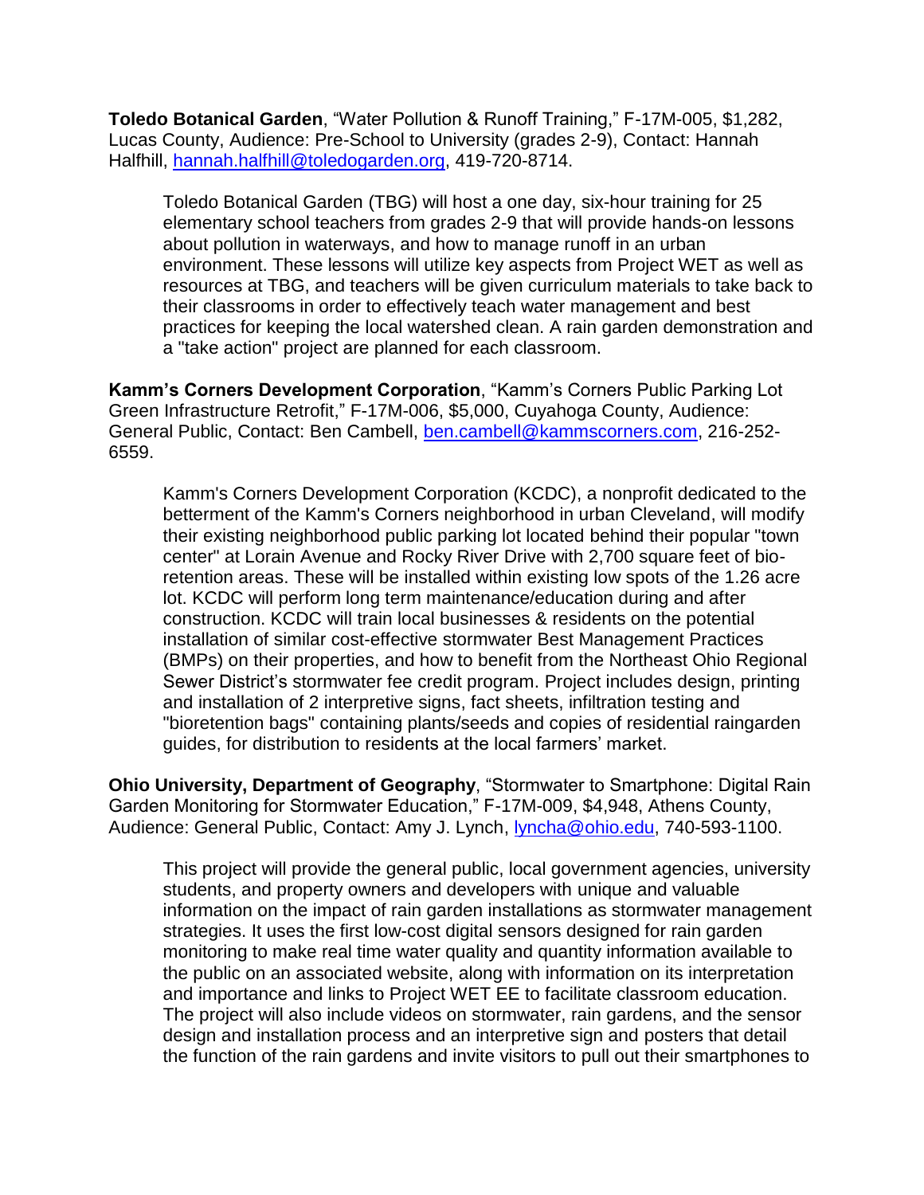**Toledo Botanical Garden**, "Water Pollution & Runoff Training," F-17M-005, $1,282, Lucas County, Audience: Pre-School to University (grades 2-9), Contact: Hannah Halfhill, hannah.halfhill@toledogarden.org, 419-720-8714.

> Toledo Botanical Garden (TBG) will host a one day, six-hour training for 25 elementary school teachers from grades 2-9 that will provide hands-on lessons about pollution in waterways, and how to manage runoff in an urban environment. These lessons will utilize key aspects from Project WET as well as resources at TBG, and teachers will be given curriculum materials to take back to their classrooms in order to effectively teach water management and best practices for keeping the local watershed clean. A rain garden demonstration and a "take action" project are planned for each classroom.

**Kamm's Corners Development Corporation**, "Kamm's Corners Public Parking Lot Green Infrastructure Retrofit," F-17M-006, $5,000, Cuyahoga County, Audience: General Public, Contact: Ben Cambell, ben.cambell@kammscorners.com, 216-252-6559.

> Kamm's Corners Development Corporation (KCDC), a nonprofit dedicated to the betterment of the Kamm's Corners neighborhood in urban Cleveland, will modify their existing neighborhood public parking lot located behind their popular "town center" at Lorain Avenue and Rocky River Drive with 2,700 square feet of bio-retention areas. These will be installed within existing low spots of the 1.26 acre lot. KCDC will perform long term maintenance/education during and after construction. KCDC will train local businesses & residents on the potential installation of similar cost-effective stormwater Best Management Practices (BMPs) on their properties, and how to benefit from the Northeast Ohio Regional Sewer District's stormwater fee credit program. Project includes design, printing and installation of 2 interpretive signs, fact sheets, infiltration testing and "bioretention bags" containing plants/seeds and copies of residential raingarden guides, for distribution to residents at the local farmers' market.

**Ohio University, Department of Geography**, "Stormwater to Smartphone: Digital Rain Garden Monitoring for Stormwater Education," F-17M-009, $4,948, Athens County, Audience: General Public, Contact: Amy J. Lynch, lyncha@ohio.edu, 740-593-1100.

> This project will provide the general public, local government agencies, university students, and property owners and developers with unique and valuable information on the impact of rain garden installations as stormwater management strategies. It uses the first low-cost digital sensors designed for rain garden monitoring to make real time water quality and quantity information available to the public on an associated website, along with information on its interpretation and importance and links to Project WET EE to facilitate classroom education. The project will also include videos on stormwater, rain gardens, and the sensor design and installation process and an interpretive sign and posters that detail the function of the rain gardens and invite visitors to pull out their smartphones to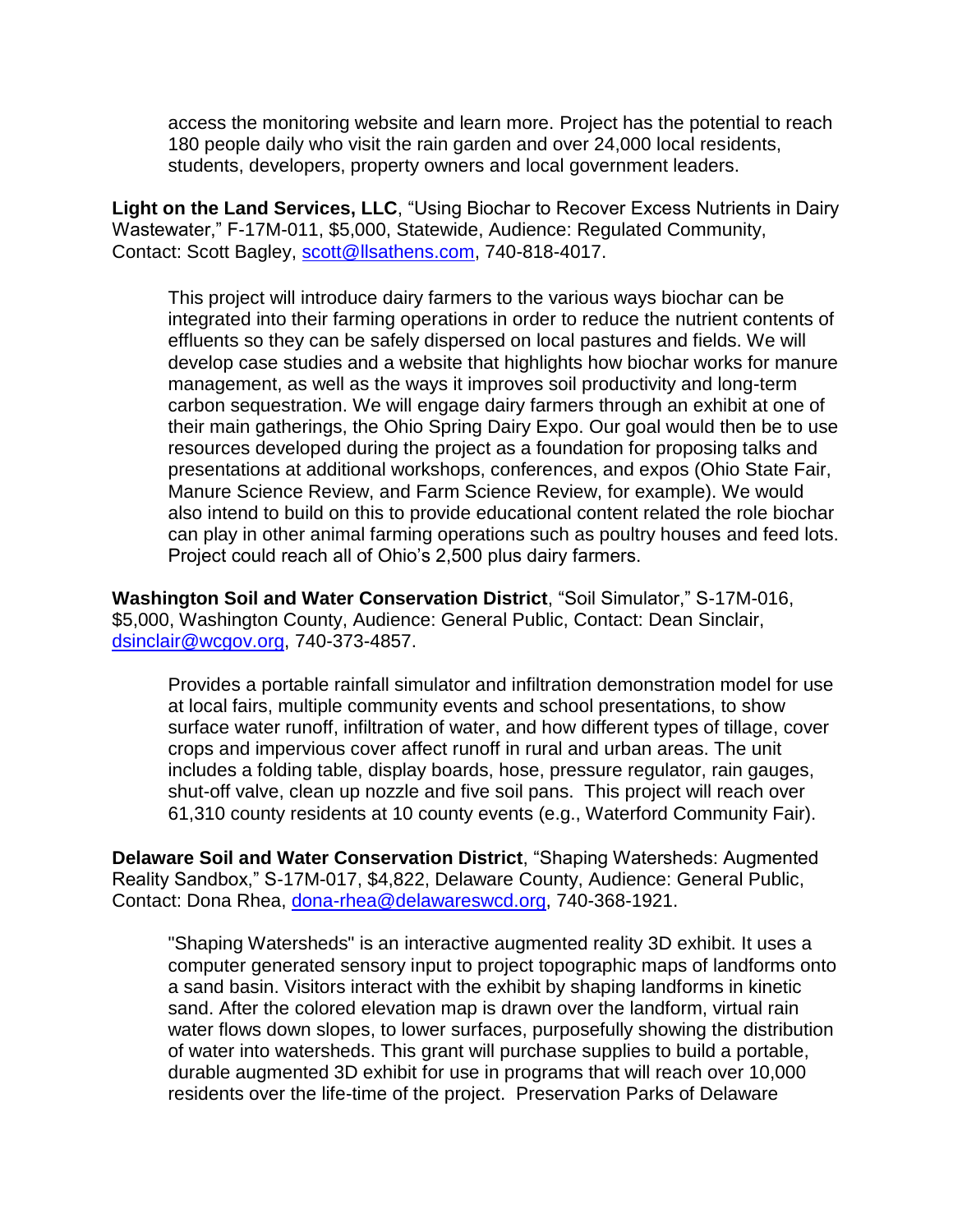access the monitoring website and learn more. Project has the potential to reach 180 people daily who visit the rain garden and over 24,000 local residents, students, developers, property owners and local government leaders.

**Light on the Land Services, LLC**, "Using Biochar to Recover Excess Nutrients in Dairy Wastewater," F-17M-011, $5,000, Statewide, Audience: Regulated Community, Contact: Scott Bagley, scott@llsathens.com, 740-818-4017.

> This project will introduce dairy farmers to the various ways biochar can be integrated into their farming operations in order to reduce the nutrient contents of effluents so they can be safely dispersed on local pastures and fields. We will develop case studies and a website that highlights how biochar works for manure management, as well as the ways it improves soil productivity and long-term carbon sequestration. We will engage dairy farmers through an exhibit at one of their main gatherings, the Ohio Spring Dairy Expo. Our goal would then be to use resources developed during the project as a foundation for proposing talks and presentations at additional workshops, conferences, and expos (Ohio State Fair, Manure Science Review, and Farm Science Review, for example). We would also intend to build on this to provide educational content related the role biochar can play in other animal farming operations such as poultry houses and feed lots. Project could reach all of Ohio's 2,500 plus dairy farmers.

**Washington Soil and Water Conservation District**, "Soil Simulator," S-17M-016, $5,000, Washington County, Audience: General Public, Contact: Dean Sinclair, dsinclair@wcgov.org, 740-373-4857.

> Provides a portable rainfall simulator and infiltration demonstration model for use at local fairs, multiple community events and school presentations, to show surface water runoff, infiltration of water, and how different types of tillage, cover crops and impervious cover affect runoff in rural and urban areas. The unit includes a folding table, display boards, hose, pressure regulator, rain gauges, shut-off valve, clean up nozzle and five soil pans. This project will reach over 61,310 county residents at 10 county events (e.g., Waterford Community Fair).

**Delaware Soil and Water Conservation District**, "Shaping Watersheds: Augmented Reality Sandbox," S-17M-017, $4,822, Delaware County, Audience: General Public, Contact: Dona Rhea, dona-rhea@delawareswcd.org, 740-368-1921.

> "Shaping Watersheds" is an interactive augmented reality 3D exhibit. It uses a computer generated sensory input to project topographic maps of landforms onto a sand basin. Visitors interact with the exhibit by shaping landforms in kinetic sand. After the colored elevation map is drawn over the landform, virtual rain water flows down slopes, to lower surfaces, purposefully showing the distribution of water into watersheds. This grant will purchase supplies to build a portable, durable augmented 3D exhibit for use in programs that will reach over 10,000 residents over the life-time of the project. Preservation Parks of Delaware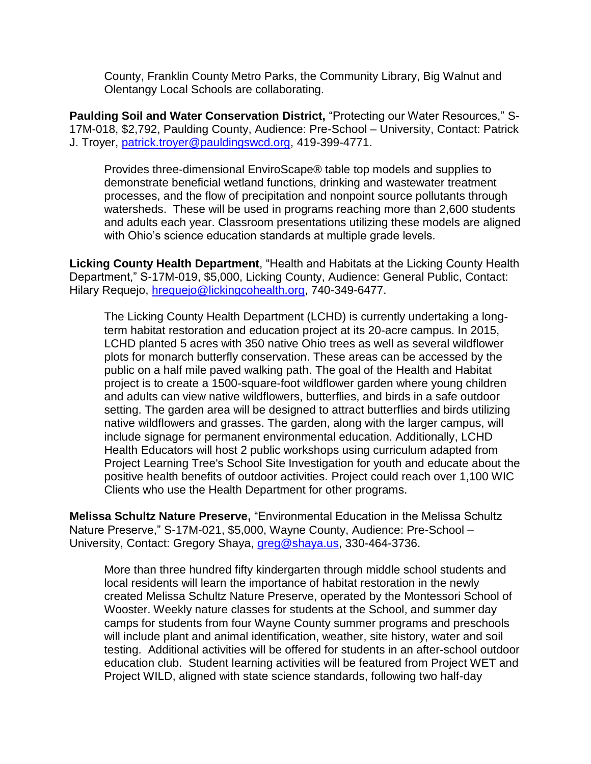County, Franklin County Metro Parks, the Community Library, Big Walnut and Olentangy Local Schools are collaborating.

**Paulding Soil and Water Conservation District,** "Protecting our Water Resources," S-17M-018, $2,792, Paulding County, Audience: Pre-School – University, Contact: Patrick J. Troyer, patrick.troyer@pauldingswcd.org, 419-399-4771.

Provides three-dimensional EnviroScape® table top models and supplies to demonstrate beneficial wetland functions, drinking and wastewater treatment processes, and the flow of precipitation and nonpoint source pollutants through watersheds. These will be used in programs reaching more than 2,600 students and adults each year. Classroom presentations utilizing these models are aligned with Ohio's science education standards at multiple grade levels.

**Licking County Health Department**, "Health and Habitats at the Licking County Health Department," S-17M-019, $5,000, Licking County, Audience: General Public, Contact: Hilary Requejo, hrequejo@lickingcohealth.org, 740-349-6477.

The Licking County Health Department (LCHD) is currently undertaking a long-term habitat restoration and education project at its 20-acre campus. In 2015, LCHD planted 5 acres with 350 native Ohio trees as well as several wildflower plots for monarch butterfly conservation. These areas can be accessed by the public on a half mile paved walking path. The goal of the Health and Habitat project is to create a 1500-square-foot wildflower garden where young children and adults can view native wildflowers, butterflies, and birds in a safe outdoor setting. The garden area will be designed to attract butterflies and birds utilizing native wildflowers and grasses. The garden, along with the larger campus, will include signage for permanent environmental education. Additionally, LCHD Health Educators will host 2 public workshops using curriculum adapted from Project Learning Tree's School Site Investigation for youth and educate about the positive health benefits of outdoor activities. Project could reach over 1,100 WIC Clients who use the Health Department for other programs.

**Melissa Schultz Nature Preserve,** "Environmental Education in the Melissa Schultz Nature Preserve," S-17M-021, $5,000, Wayne County, Audience: Pre-School – University, Contact: Gregory Shaya, greg@shaya.us, 330-464-3736.

More than three hundred fifty kindergarten through middle school students and local residents will learn the importance of habitat restoration in the newly created Melissa Schultz Nature Preserve, operated by the Montessori School of Wooster. Weekly nature classes for students at the School, and summer day camps for students from four Wayne County summer programs and preschools will include plant and animal identification, weather, site history, water and soil testing. Additional activities will be offered for students in an after-school outdoor education club. Student learning activities will be featured from Project WET and Project WILD, aligned with state science standards, following two half-day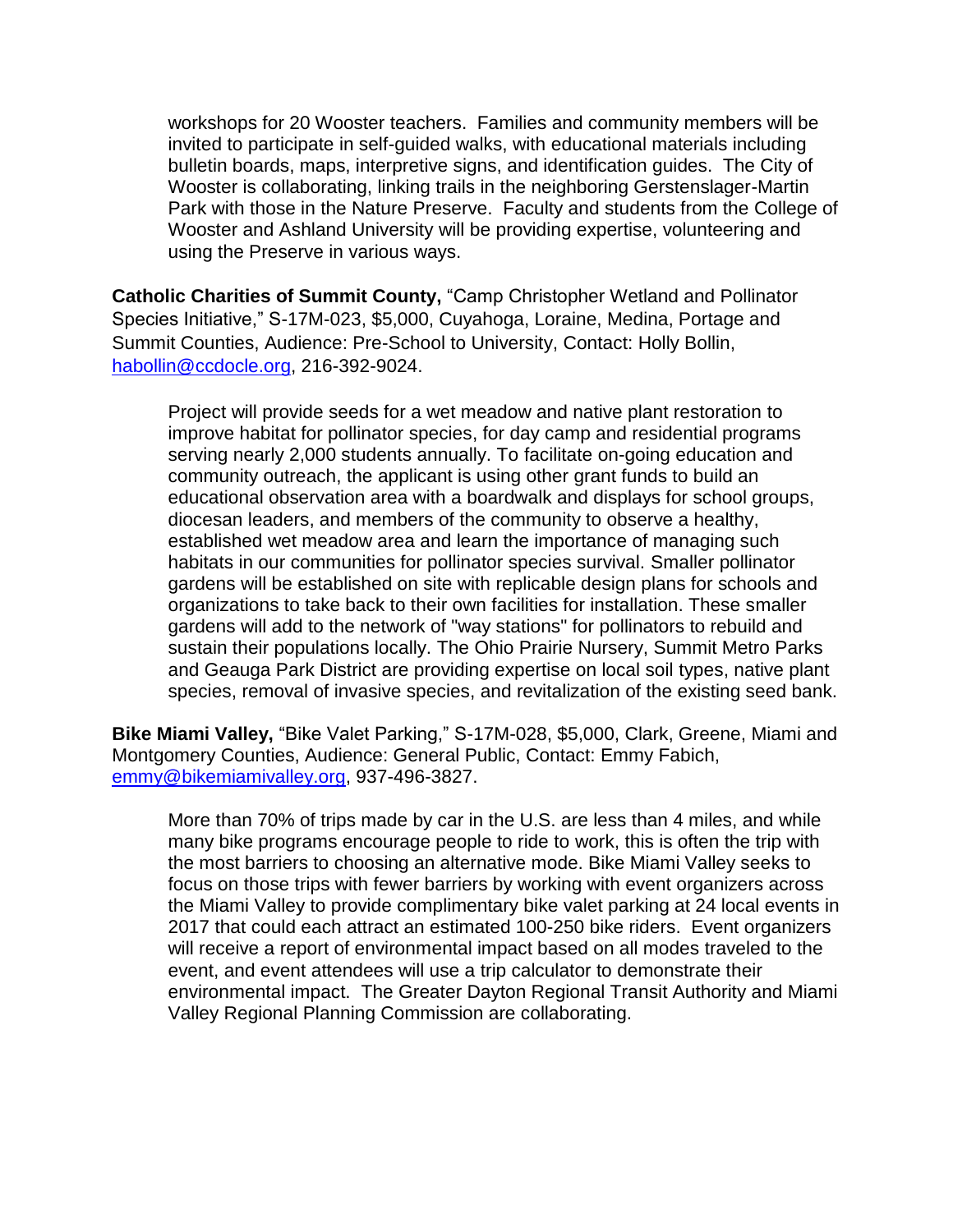workshops for 20 Wooster teachers. Families and community members will be invited to participate in self-guided walks, with educational materials including bulletin boards, maps, interpretive signs, and identification guides. The City of Wooster is collaborating, linking trails in the neighboring Gerstenslager-Martin Park with those in the Nature Preserve. Faculty and students from the College of Wooster and Ashland University will be providing expertise, volunteering and using the Preserve in various ways.

**Catholic Charities of Summit County,** "Camp Christopher Wetland and Pollinator Species Initiative," S-17M-023, $5,000, Cuyahoga, Loraine, Medina, Portage and Summit Counties, Audience: Pre-School to University, Contact: Holly Bollin, habollin@ccdocle.org, 216-392-9024.

Project will provide seeds for a wet meadow and native plant restoration to improve habitat for pollinator species, for day camp and residential programs serving nearly 2,000 students annually. To facilitate on-going education and community outreach, the applicant is using other grant funds to build an educational observation area with a boardwalk and displays for school groups, diocesan leaders, and members of the community to observe a healthy, established wet meadow area and learn the importance of managing such habitats in our communities for pollinator species survival. Smaller pollinator gardens will be established on site with replicable design plans for schools and organizations to take back to their own facilities for installation. These smaller gardens will add to the network of "way stations" for pollinators to rebuild and sustain their populations locally. The Ohio Prairie Nursery, Summit Metro Parks and Geauga Park District are providing expertise on local soil types, native plant species, removal of invasive species, and revitalization of the existing seed bank.

**Bike Miami Valley,** "Bike Valet Parking," S-17M-028, $5,000, Clark, Greene, Miami and Montgomery Counties, Audience: General Public, Contact: Emmy Fabich, emmy@bikemiamivalley.org, 937-496-3827.

More than 70% of trips made by car in the U.S. are less than 4 miles, and while many bike programs encourage people to ride to work, this is often the trip with the most barriers to choosing an alternative mode. Bike Miami Valley seeks to focus on those trips with fewer barriers by working with event organizers across the Miami Valley to provide complimentary bike valet parking at 24 local events in 2017 that could each attract an estimated 100-250 bike riders. Event organizers will receive a report of environmental impact based on all modes traveled to the event, and event attendees will use a trip calculator to demonstrate their environmental impact. The Greater Dayton Regional Transit Authority and Miami Valley Regional Planning Commission are collaborating.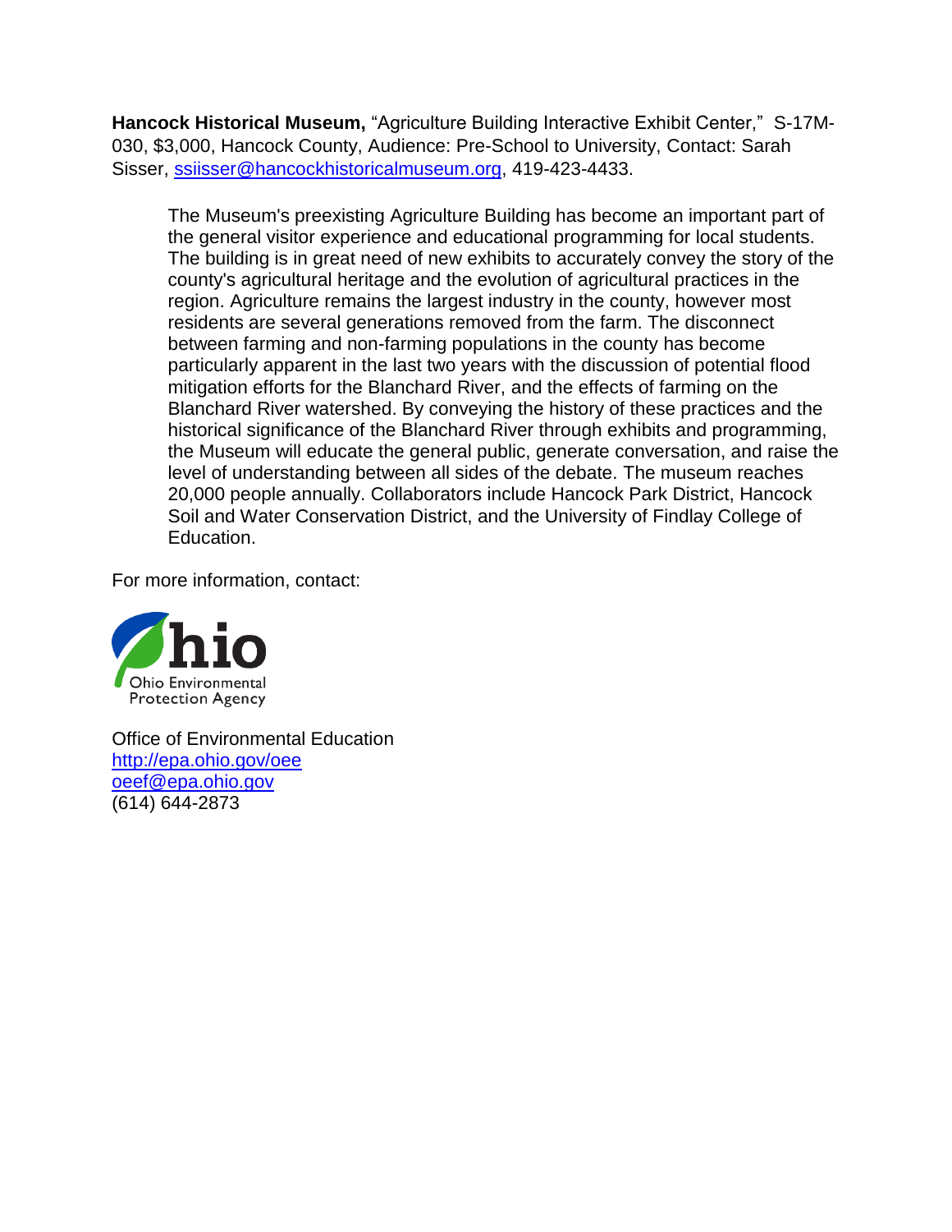**Hancock Historical Museum,** "Agriculture Building Interactive Exhibit Center," S-17M-030, $3,000, Hancock County, Audience: Pre-School to University, Contact: Sarah Sisser, ssiisser@hancockhistoricalmuseum.org, 419-423-4433.

> The Museum's preexisting Agriculture Building has become an important part of the general visitor experience and educational programming for local students. The building is in great need of new exhibits to accurately convey the story of the county's agricultural heritage and the evolution of agricultural practices in the region. Agriculture remains the largest industry in the county, however most residents are several generations removed from the farm. The disconnect between farming and non-farming populations in the county has become particularly apparent in the last two years with the discussion of potential flood mitigation efforts for the Blanchard River, and the effects of farming on the Blanchard River watershed. By conveying the history of these practices and the historical significance of the Blanchard River through exhibits and programming, the Museum will educate the general public, generate conversation, and raise the level of understanding between all sides of the debate. The museum reaches 20,000 people annually. Collaborators include Hancock Park District, Hancock Soil and Water Conservation District, and the University of Findlay College of Education.

For more information, contact:

Ohio Environmental Protection Agency

Office of Environmental Education
http://epa.ohio.gov/oee
oeef@epa.ohio.gov
(614) 644-2873